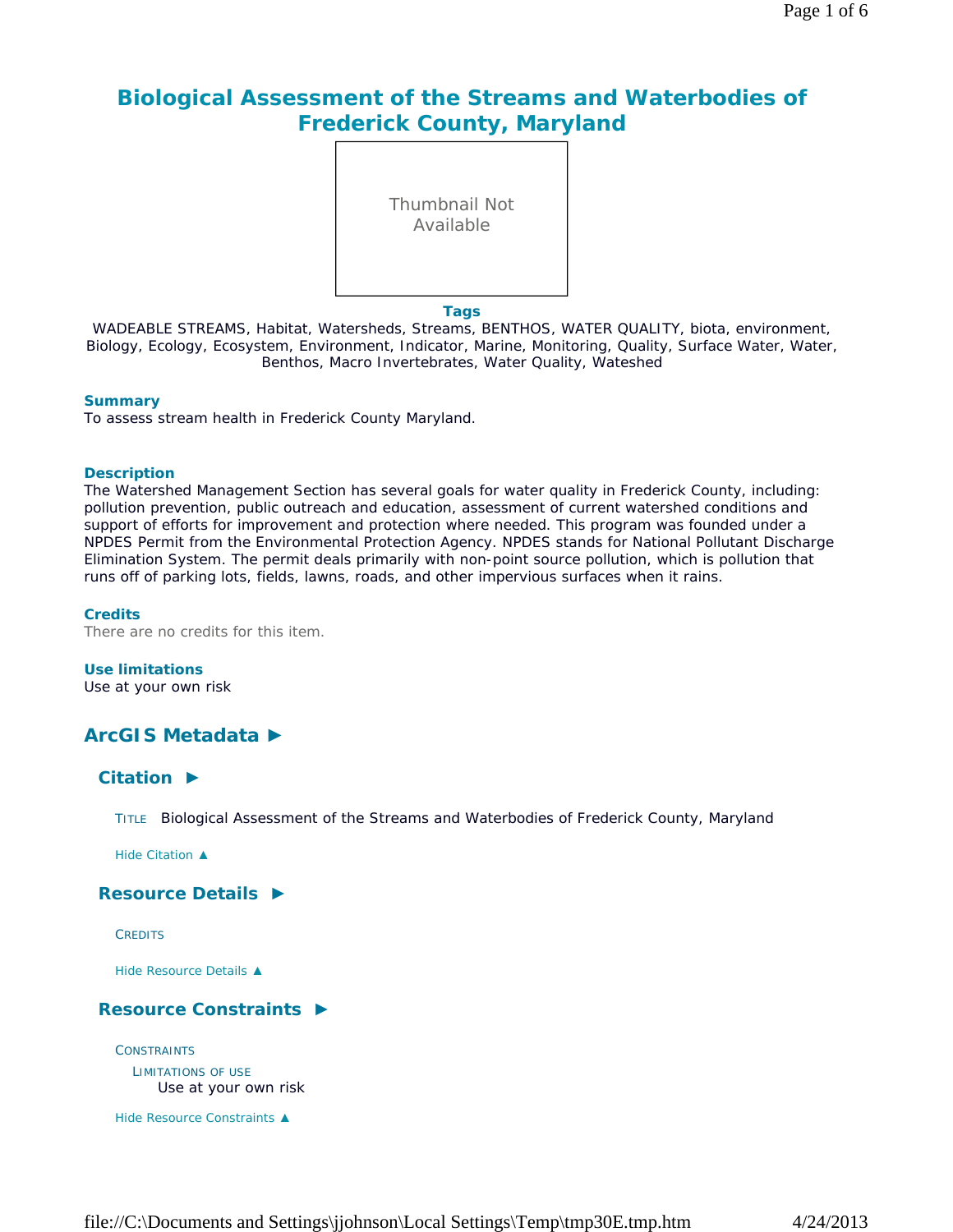# Biological Assessment of the Streams and Waterbodies of Frederick County, Maryland

Thumbnail Not Available

**Tags**

WADEABLE STREAMS, Habitat, Watersheds, Streams, BENTHOS, WATER QUALITY, biota, environment, Biology, Ecology, Ecosystem, Environment, Indicator, Marine, Monitoring, Quality, Surface Water, Water, Benthos, Macro Invertebrates, Water Quality, Wateshed

**Summary**

To assess stream health in Frederick County Maryland.

**Description**

The Watershed Management Section has several goals for water quality in Frederick County, including: pollution prevention, public outreach and education, assessment of current watershed conditions and support of efforts for improvement and protection where needed. This program was founded under a NPDES Permit from the Environmental Protection Agency. NPDES stands for National Pollutant Discharge Elimination System. The permit deals primarily with non-point source pollution, which is pollution that runs off of parking lots, fields, lawns, roads, and other impervious surfaces when it rains.

**Credits**

There are no credits for this item.

**Use limitations**

Use at your own risk

## ArcGIS Metadata ►

### Citation ►

TITLE Biological Assessment of the Streams and Waterbodies of Frederick County, Maryland

Hide Citation ▲

### Resource Details ►

CREDITS

Hide Resource Details ▲

### Resource Constraints ►

CONSTRAINTS

LIMITATIONS OF USE

Use at your own risk

Hide Resource Constraints ▲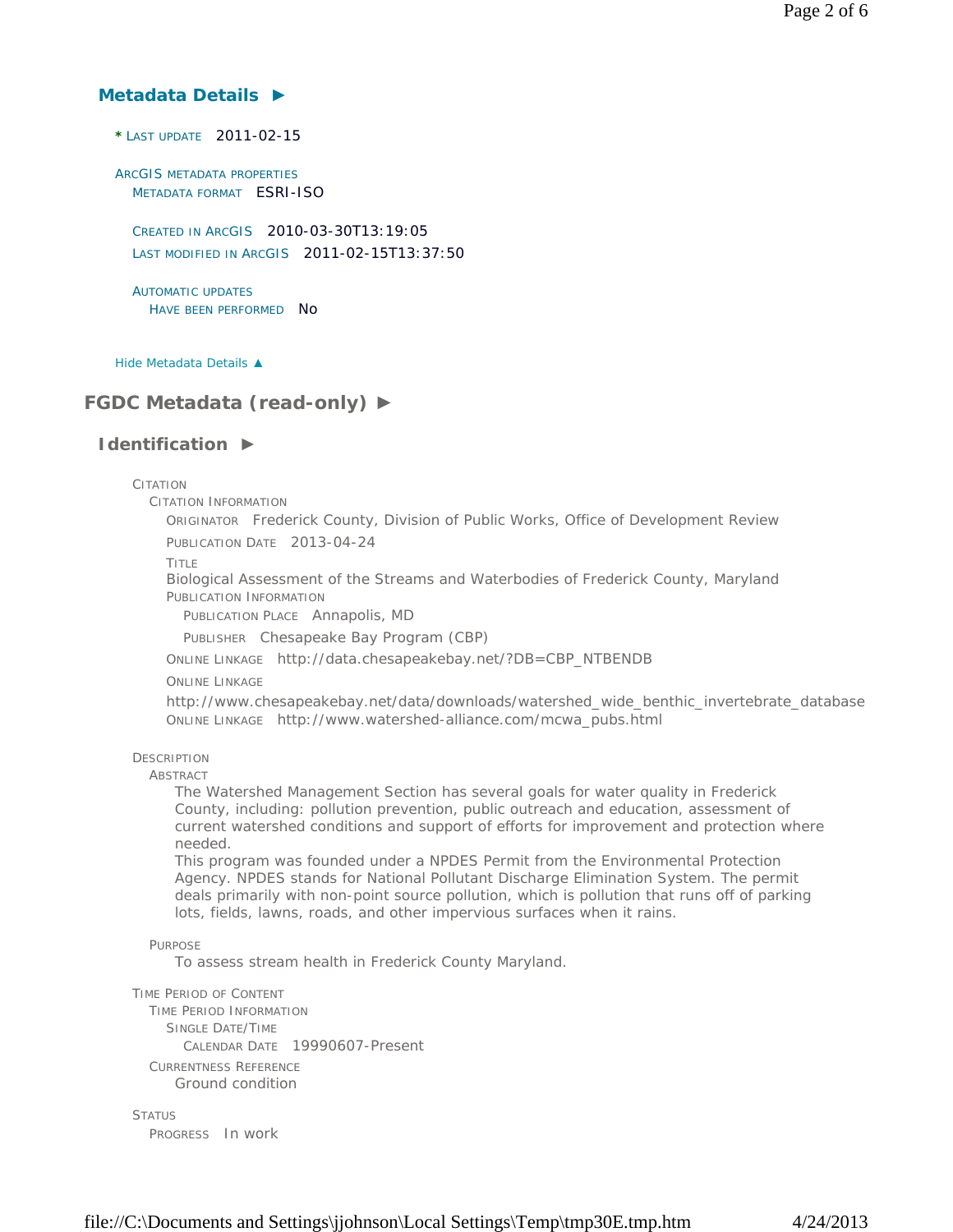## Metadata Details ►

\* LAST UPDATE 2011-02-15

ARCGIS METADATA PROPERTIES
  METADATA FORMAT ESRI-ISO

  CREATED IN ARCGIS 2010-03-30T13:19:05
  LAST MODIFIED IN ARCGIS 2011-02-15T13:37:50

  AUTOMATIC UPDATES
    HAVE BEEN PERFORMED No

Hide Metadata Details ▲

# FGDC Metadata (read-only) ►

## Identification ►

CITATION
  CITATION INFORMATION
    ORIGINATOR Frederick County, Division of Public Works, Office of Development Review
    PUBLICATION DATE 2013-04-24
    TITLE
    Biological Assessment of the Streams and Waterbodies of Frederick County, Maryland
    PUBLICATION INFORMATION
      PUBLICATION PLACE Annapolis, MD
      PUBLISHER Chesapeake Bay Program (CBP)
    ONLINE LINKAGE http://data.chesapeakebay.net/?DB=CBP_NTBENDB
    ONLINE LINKAGE
    http://www.chesapeakebay.net/data/downloads/watershed_wide_benthic_invertebrate_database
    ONLINE LINKAGE http://www.watershed-alliance.com/mcwa_pubs.html

DESCRIPTION
  ABSTRACT
    The Watershed Management Section has several goals for water quality in Frederick County, including: pollution prevention, public outreach and education, assessment of current watershed conditions and support of efforts for improvement and protection where needed.
    This program was founded under a NPDES Permit from the Environmental Protection Agency. NPDES stands for National Pollutant Discharge Elimination System. The permit deals primarily with non-point source pollution, which is pollution that runs off of parking lots, fields, lawns, roads, and other impervious surfaces when it rains.

  PURPOSE
    To assess stream health in Frederick County Maryland.

TIME PERIOD OF CONTENT
  TIME PERIOD INFORMATION
    SINGLE DATE/TIME
      CALENDAR DATE 19990607-Present
  CURRENTNESS REFERENCE
    Ground condition

STATUS
  PROGRESS In work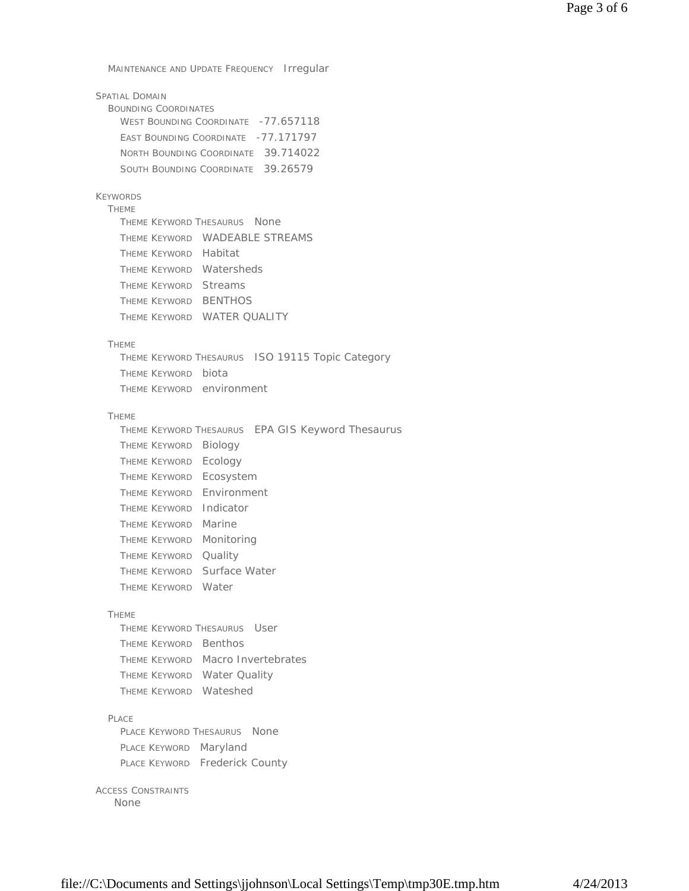MAINTENANCE AND UPDATE FREQUENCY Irregular

SPATIAL DOMAIN

- BOUNDING COORDINATES
  - WEST BOUNDING COORDINATE -77.657118
  - EAST BOUNDING COORDINATE -77.171797
  - NORTH BOUNDING COORDINATE 39.714022
  - SOUTH BOUNDING COORDINATE 39.26579

KEYWORDS

- THEME
  - THEME KEYWORD THESAURUS None
  - THEME KEYWORD WADEABLE STREAMS
  - THEME KEYWORD Habitat
  - THEME KEYWORD Watersheds
  - THEME KEYWORD Streams
  - THEME KEYWORD BENTHOS
  - THEME KEYWORD WATER QUALITY

- THEME
  - THEME KEYWORD THESAURUS ISO 19115 Topic Category
  - THEME KEYWORD biota
  - THEME KEYWORD environment

- THEME
  - THEME KEYWORD THESAURUS EPA GIS Keyword Thesaurus
  - THEME KEYWORD Biology
  - THEME KEYWORD Ecology
  - THEME KEYWORD Ecosystem
  - THEME KEYWORD Environment
  - THEME KEYWORD Indicator
  - THEME KEYWORD Marine
  - THEME KEYWORD Monitoring
  - THEME KEYWORD Quality
  - THEME KEYWORD Surface Water
  - THEME KEYWORD Water

- THEME
  - THEME KEYWORD THESAURUS User
  - THEME KEYWORD Benthos
  - THEME KEYWORD Macro Invertebrates
  - THEME KEYWORD Water Quality
  - THEME KEYWORD Wateshed

- PLACE
  - PLACE KEYWORD THESAURUS None
  - PLACE KEYWORD Maryland
  - PLACE KEYWORD Frederick County

ACCESS CONSTRAINTS

None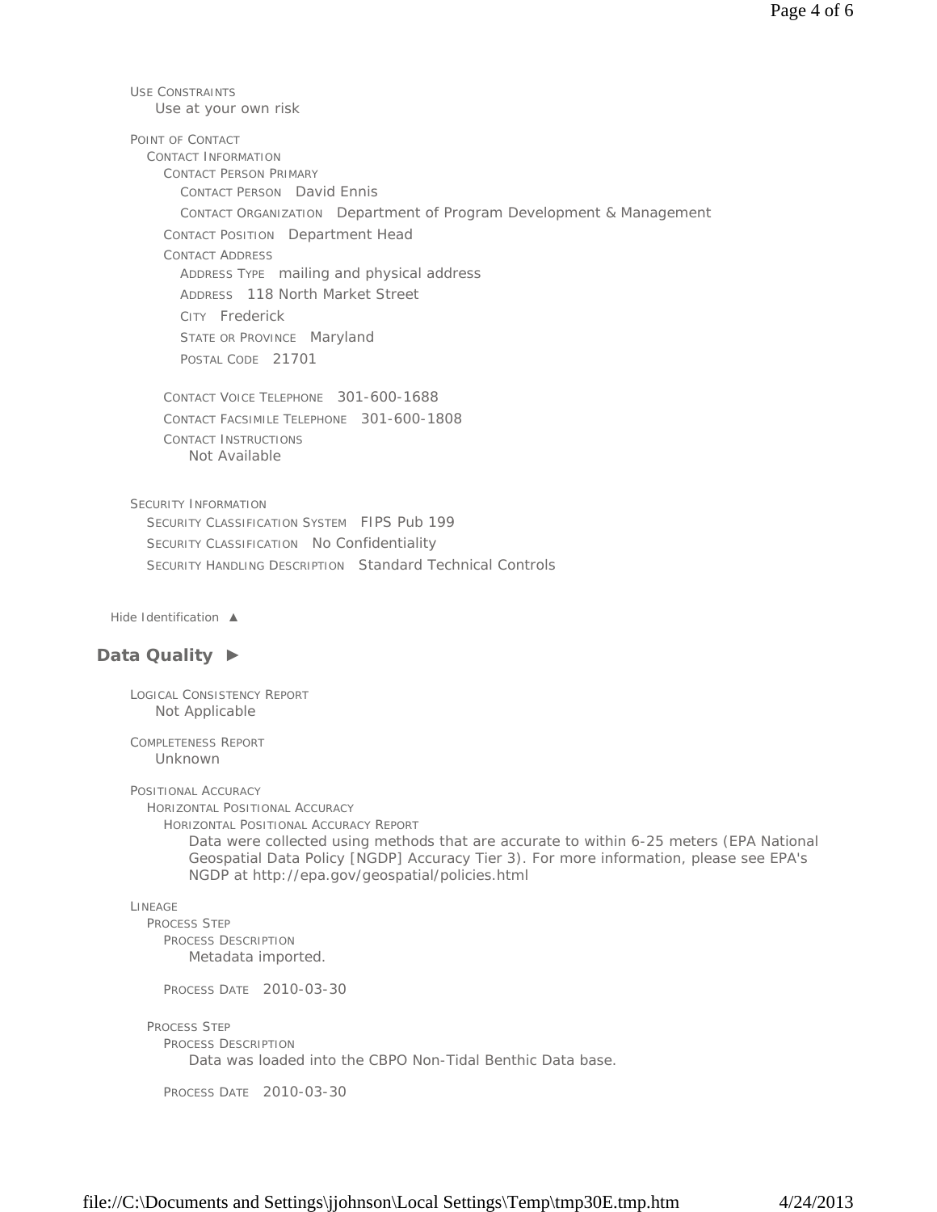USE CONSTRAINTS
    Use at your own risk

POINT OF CONTACT
  CONTACT INFORMATION
    CONTACT PERSON PRIMARY
      CONTACT PERSON   David Ennis
      CONTACT ORGANIZATION   Department of Program Development & Management
    CONTACT POSITION   Department Head
    CONTACT ADDRESS
      ADDRESS TYPE   mailing and physical address
      ADDRESS   118 North Market Street
      CITY   Frederick
      STATE OR PROVINCE   Maryland
      POSTAL CODE   21701

    CONTACT VOICE TELEPHONE   301-600-1688
    CONTACT FACSIMILE TELEPHONE   301-600-1808
    CONTACT INSTRUCTIONS
      Not Available

SECURITY INFORMATION
  SECURITY CLASSIFICATION SYSTEM   FIPS Pub 199
  SECURITY CLASSIFICATION   No Confidentiality
  SECURITY HANDLING DESCRIPTION   Standard Technical Controls

Hide Identification ▲

## Data Quality ►

LOGICAL CONSISTENCY REPORT
    Not Applicable

COMPLETENESS REPORT
    Unknown

POSITIONAL ACCURACY
  HORIZONTAL POSITIONAL ACCURACY
    HORIZONTAL POSITIONAL ACCURACY REPORT
      Data were collected using methods that are accurate to within 6-25 meters (EPA National Geospatial Data Policy [NGDP] Accuracy Tier 3). For more information, please see EPA's NGDP at http://epa.gov/geospatial/policies.html

LINEAGE
  PROCESS STEP
    PROCESS DESCRIPTION
      Metadata imported.

    PROCESS DATE   2010-03-30

  PROCESS STEP
    PROCESS DESCRIPTION
      Data was loaded into the CBPO Non-Tidal Benthic Data base.

    PROCESS DATE   2010-03-30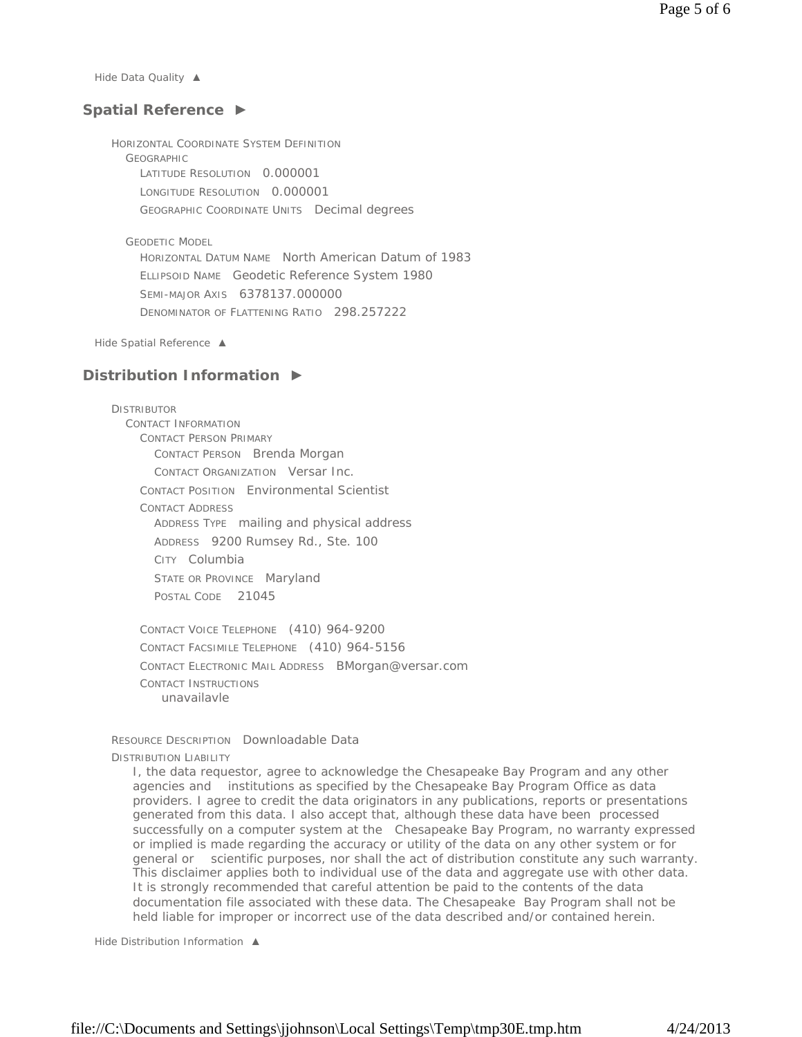Hide Data Quality ▲

## Spatial Reference ►

HORIZONTAL COORDINATE SYSTEM DEFINITION
- GEOGRAPHIC
  - LATITUDE RESOLUTION 0.000001
  - LONGITUDE RESOLUTION 0.000001
  - GEOGRAPHIC COORDINATE UNITS Decimal degrees
- GEODETIC MODEL
  - HORIZONTAL DATUM NAME North American Datum of 1983
  - ELLIPSOID NAME Geodetic Reference System 1980
  - SEMI-MAJOR AXIS 6378137.000000
  - DENOMINATOR OF FLATTENING RATIO 298.257222

Hide Spatial Reference ▲

## Distribution Information ►

DISTRIBUTOR
- CONTACT INFORMATION
  - CONTACT PERSON PRIMARY
    - CONTACT PERSON Brenda Morgan
    - CONTACT ORGANIZATION Versar Inc.
  - CONTACT POSITION Environmental Scientist
  - CONTACT ADDRESS
    - ADDRESS TYPE mailing and physical address
    - ADDRESS 9200 Rumsey Rd., Ste. 100
    - CITY Columbia
    - STATE OR PROVINCE Maryland
    - POSTAL CODE 21045
  - CONTACT VOICE TELEPHONE (410) 964-9200
  - CONTACT FACSIMILE TELEPHONE (410) 964-5156
  - CONTACT ELECTRONIC MAIL ADDRESS BMorgan@versar.com
  - CONTACT INSTRUCTIONS
    - unavailavle

RESOURCE DESCRIPTION Downloadable Data

DISTRIBUTION LIABILITY

I, the data requestor, agree to acknowledge the Chesapeake Bay Program and any other agencies and institutions as specified by the Chesapeake Bay Program Office as data providers. I agree to credit the data originators in any publications, reports or presentations generated from this data. I also accept that, although these data have been processed successfully on a computer system at the Chesapeake Bay Program, no warranty expressed or implied is made regarding the accuracy or utility of the data on any other system or for general or scientific purposes, nor shall the act of distribution constitute any such warranty. This disclaimer applies both to individual use of the data and aggregate use with other data. It is strongly recommended that careful attention be paid to the contents of the data documentation file associated with these data. The Chesapeake Bay Program shall not be held liable for improper or incorrect use of the data described and/or contained herein.

Hide Distribution Information ▲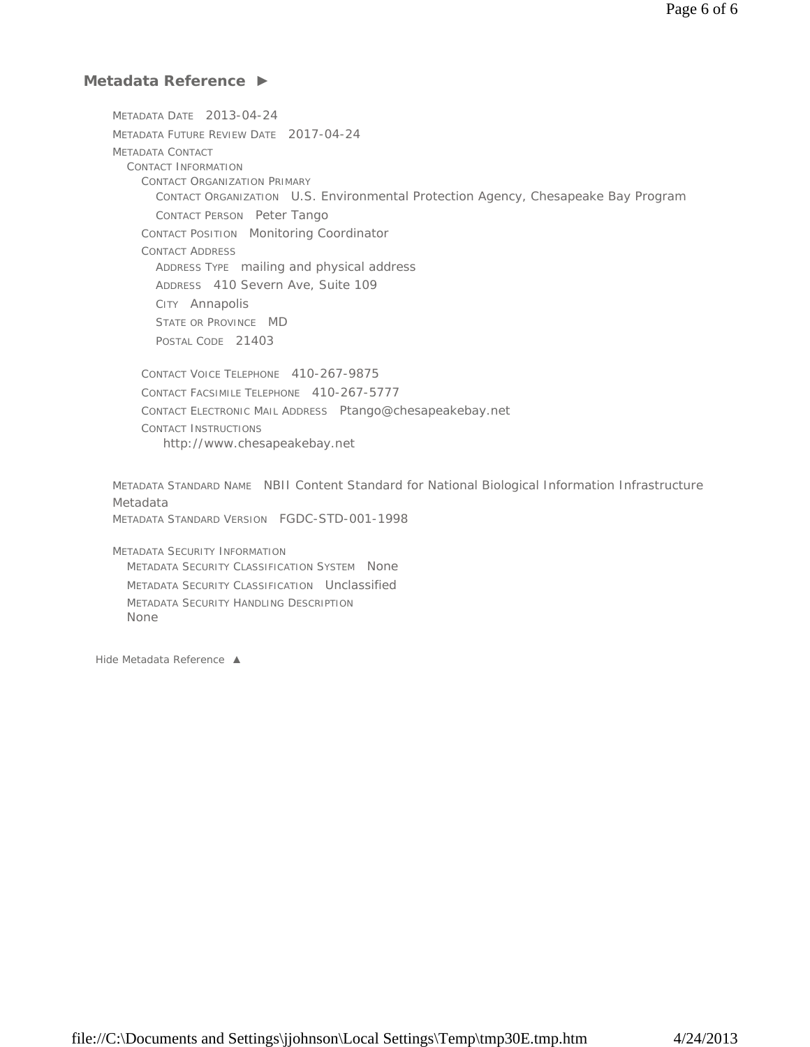## Metadata Reference ►

METADATA DATE 2013-04-24

METADATA FUTURE REVIEW DATE 2017-04-24

METADATA CONTACT

- CONTACT INFORMATION
  - CONTACT ORGANIZATION PRIMARY
    - CONTACT ORGANIZATION U.S. Environmental Protection Agency, Chesapeake Bay Program
    - CONTACT PERSON Peter Tango
  - CONTACT POSITION Monitoring Coordinator
  - CONTACT ADDRESS
    - ADDRESS TYPE mailing and physical address
    - ADDRESS 410 Severn Ave, Suite 109
    - CITY Annapolis
    - STATE OR PROVINCE MD
    - POSTAL CODE 21403
  - CONTACT VOICE TELEPHONE 410-267-9875
  - CONTACT FACSIMILE TELEPHONE 410-267-5777
  - CONTACT ELECTRONIC MAIL ADDRESS Ptango@chesapeakebay.net
  - CONTACT INSTRUCTIONS
    http://www.chesapeakebay.net

METADATA STANDARD NAME NBII Content Standard for National Biological Information Infrastructure Metadata

METADATA STANDARD VERSION FGDC-STD-001-1998

METADATA SECURITY INFORMATION

- METADATA SECURITY CLASSIFICATION SYSTEM None
- METADATA SECURITY CLASSIFICATION Unclassified
- METADATA SECURITY HANDLING DESCRIPTION
  None

Hide Metadata Reference ▲